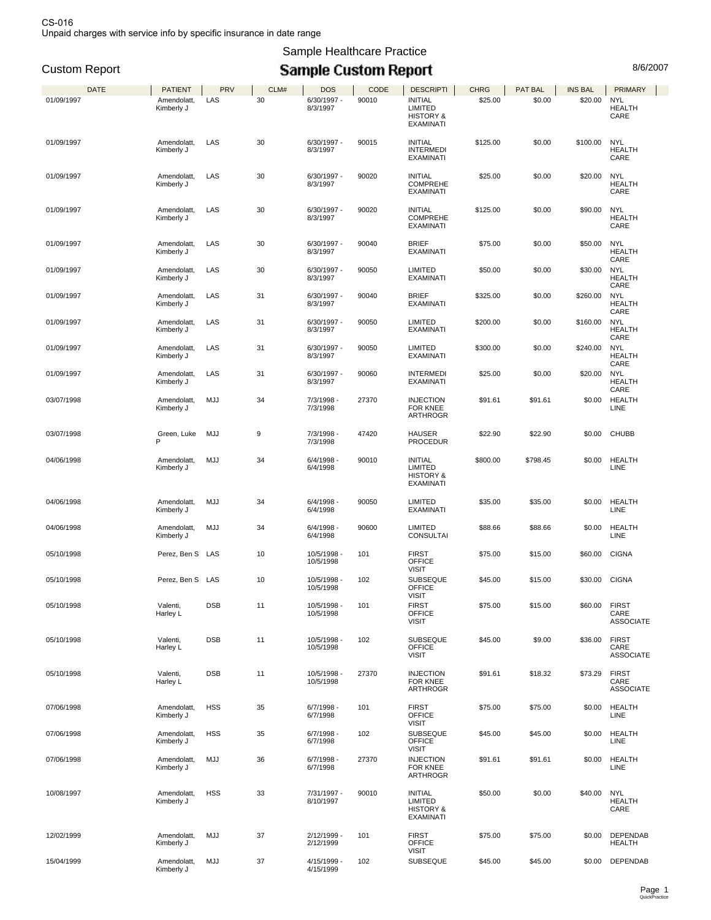CS-016
Unpaid charges with service info by specific insurance in date range

Sample Healthcare Practice

# Sample Custom Report

Custom Report

8/6/2007

| DATE | PATIENT | PRV | CLM# | DOS | CODE | DESCRIPTI | CHRG | PAT BAL | INS BAL | PRIMARY |
|---|---|---|---|---|---|---|---|---|---|---|
| 01/09/1997 | Amendolatt, Kimberly J | LAS | 30 | 6/30/1997 - 8/3/1997 | 90010 | INITIAL LIMITED HISTORY & EXAMINATI | $25.00 | $0.00 | $20.00 | NYL HEALTH CARE |
| 01/09/1997 | Amendolatt, Kimberly J | LAS | 30 | 6/30/1997 - 8/3/1997 | 90015 | INITIAL INTERMEDI EXAMINATI | $125.00 | $0.00 | $100.00 | NYL HEALTH CARE |
| 01/09/1997 | Amendolatt, Kimberly J | LAS | 30 | 6/30/1997 - 8/3/1997 | 90020 | INITIAL COMPREHE EXAMINATI | $25.00 | $0.00 | $20.00 | NYL HEALTH CARE |
| 01/09/1997 | Amendolatt, Kimberly J | LAS | 30 | 6/30/1997 - 8/3/1997 | 90020 | INITIAL COMPREHE EXAMINATI | $125.00 | $0.00 | $90.00 | NYL HEALTH CARE |
| 01/09/1997 | Amendolatt, Kimberly J | LAS | 30 | 6/30/1997 - 8/3/1997 | 90040 | BRIEF EXAMINATI | $75.00 | $0.00 | $50.00 | NYL HEALTH CARE |
| 01/09/1997 | Amendolatt, Kimberly J | LAS | 30 | 6/30/1997 - 8/3/1997 | 90050 | LIMITED EXAMINATI | $50.00 | $0.00 | $30.00 | NYL HEALTH CARE |
| 01/09/1997 | Amendolatt, Kimberly J | LAS | 31 | 6/30/1997 - 8/3/1997 | 90040 | BRIEF EXAMINATI | $325.00 | $0.00 | $260.00 | NYL HEALTH CARE |
| 01/09/1997 | Amendolatt, Kimberly J | LAS | 31 | 6/30/1997 - 8/3/1997 | 90050 | LIMITED EXAMINATI | $200.00 | $0.00 | $160.00 | NYL HEALTH CARE |
| 01/09/1997 | Amendolatt, Kimberly J | LAS | 31 | 6/30/1997 - 8/3/1997 | 90050 | LIMITED EXAMINATI | $300.00 | $0.00 | $240.00 | NYL HEALTH CARE |
| 01/09/1997 | Amendolatt, Kimberly J | LAS | 31 | 6/30/1997 - 8/3/1997 | 90060 | INTERMEDI EXAMINATI | $25.00 | $0.00 | $20.00 | NYL HEALTH CARE |
| 03/07/1998 | Amendolatt, Kimberly J | MJJ | 34 | 7/3/1998 - 7/3/1998 | 27370 | INJECTION FOR KNEE ARTHROGR | $91.61 | $91.61 | $0.00 | HEALTH LINE |
| 03/07/1998 | Green, Luke P | MJJ | 9 | 7/3/1998 - 7/3/1998 | 47420 | HAUSER PROCEDUR | $22.90 | $22.90 | $0.00 | CHUBB |
| 04/06/1998 | Amendolatt, Kimberly J | MJJ | 34 | 6/4/1998 - 6/4/1998 | 90010 | INITIAL LIMITED HISTORY & EXAMINATI | $800.00 | $798.45 | $0.00 | HEALTH LINE |
| 04/06/1998 | Amendolatt, Kimberly J | MJJ | 34 | 6/4/1998 - 6/4/1998 | 90050 | LIMITED EXAMINATI | $35.00 | $35.00 | $0.00 | HEALTH LINE |
| 04/06/1998 | Amendolatt, Kimberly J | MJJ | 34 | 6/4/1998 - 6/4/1998 | 90600 | LIMITED CONSULTAI | $88.66 | $88.66 | $0.00 | HEALTH LINE |
| 05/10/1998 | Perez, Ben S | LAS | 10 | 10/5/1998 - 10/5/1998 | 101 | FIRST OFFICE VISIT | $75.00 | $15.00 | $60.00 | CIGNA |
| 05/10/1998 | Perez, Ben S | LAS | 10 | 10/5/1998 - 10/5/1998 | 102 | SUBSEQUE OFFICE VISIT | $45.00 | $15.00 | $30.00 | CIGNA |
| 05/10/1998 | Valenti, Harley L | DSB | 11 | 10/5/1998 - 10/5/1998 | 101 | FIRST OFFICE VISIT | $75.00 | $15.00 | $60.00 | FIRST CARE ASSOCIATE |
| 05/10/1998 | Valenti, Harley L | DSB | 11 | 10/5/1998 - 10/5/1998 | 102 | SUBSEQUE OFFICE VISIT | $45.00 | $9.00 | $36.00 | FIRST CARE ASSOCIATE |
| 05/10/1998 | Valenti, Harley L | DSB | 11 | 10/5/1998 - 10/5/1998 | 27370 | INJECTION FOR KNEE ARTHROGR | $91.61 | $18.32 | $73.29 | FIRST CARE ASSOCIATE |
| 07/06/1998 | Amendolatt, Kimberly J | HSS | 35 | 6/7/1998 - 6/7/1998 | 101 | FIRST OFFICE VISIT | $75.00 | $75.00 | $0.00 | HEALTH LINE |
| 07/06/1998 | Amendolatt, Kimberly J | HSS | 35 | 6/7/1998 - 6/7/1998 | 102 | SUBSEQUE OFFICE VISIT | $45.00 | $45.00 | $0.00 | HEALTH LINE |
| 07/06/1998 | Amendolatt, Kimberly J | MJJ | 36 | 6/7/1998 - 6/7/1998 | 27370 | INJECTION FOR KNEE ARTHROGR | $91.61 | $91.61 | $0.00 | HEALTH LINE |
| 10/08/1997 | Amendolatt, Kimberly J | HSS | 33 | 7/31/1997 - 8/10/1997 | 90010 | INITIAL LIMITED HISTORY & EXAMINATI | $50.00 | $0.00 | $40.00 | NYL HEALTH CARE |
| 12/02/1999 | Amendolatt, Kimberly J | MJJ | 37 | 2/12/1999 - 2/12/1999 | 101 | FIRST OFFICE VISIT | $75.00 | $75.00 | $0.00 | DEPENDAB HEALTH |
| 15/04/1999 | Amendolatt, Kimberly J | MJJ | 37 | 4/15/1999 - 4/15/1999 | 102 | SUBSEQUE | $45.00 | $45.00 | $0.00 | DEPENDAB |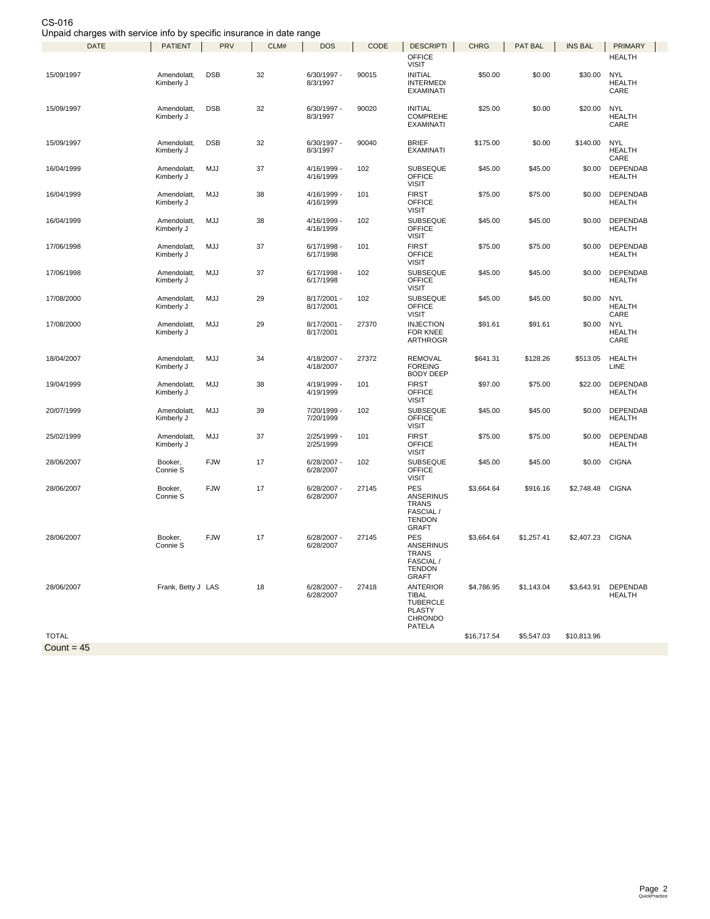CS-016

Unpaid charges with service info by specific insurance in date range

| DATE | PATIENT | PRV | CLM# | DOS | CODE | DESCRIPTI | CHRG | PAT BAL | INS BAL | PRIMARY |
|---|---|---|---|---|---|---|---|---|---|---|
| | | | | | | OFFICE VISIT | | | | HEALTH |
| 15/09/1997 | Amendolatt, Kimberly J | DSB | 32 | 6/30/1997 - 8/3/1997 | 90015 | INITIAL INTERMEDI EXAMINATI | $50.00 | $0.00 | $30.00 | NYL HEALTH CARE |
| 15/09/1997 | Amendolatt, Kimberly J | DSB | 32 | 6/30/1997 - 8/3/1997 | 90020 | INITIAL COMPREHE EXAMINATI | $25.00 | $0.00 | $20.00 | NYL HEALTH CARE |
| 15/09/1997 | Amendolatt, Kimberly J | DSB | 32 | 6/30/1997 - 8/3/1997 | 90040 | BRIEF EXAMINATI | $175.00 | $0.00 | $140.00 | NYL HEALTH CARE |
| 16/04/1999 | Amendolatt, Kimberly J | MJJ | 37 | 4/16/1999 - 4/16/1999 | 102 | SUBSEQUE OFFICE VISIT | $45.00 | $45.00 | $0.00 | DEPENDAB HEALTH |
| 16/04/1999 | Amendolatt, Kimberly J | MJJ | 38 | 4/16/1999 - 4/16/1999 | 101 | FIRST OFFICE VISIT | $75.00 | $75.00 | $0.00 | DEPENDAB HEALTH |
| 16/04/1999 | Amendolatt, Kimberly J | MJJ | 38 | 4/16/1999 - 4/16/1999 | 102 | SUBSEQUE OFFICE VISIT | $45.00 | $45.00 | $0.00 | DEPENDAB HEALTH |
| 17/06/1998 | Amendolatt, Kimberly J | MJJ | 37 | 6/17/1998 - 6/17/1998 | 101 | FIRST OFFICE VISIT | $75.00 | $75.00 | $0.00 | DEPENDAB HEALTH |
| 17/06/1998 | Amendolatt, Kimberly J | MJJ | 37 | 6/17/1998 - 6/17/1998 | 102 | SUBSEQUE OFFICE VISIT | $45.00 | $45.00 | $0.00 | DEPENDAB HEALTH |
| 17/08/2000 | Amendolatt, Kimberly J | MJJ | 29 | 8/17/2001 - 8/17/2001 | 102 | SUBSEQUE OFFICE VISIT | $45.00 | $45.00 | $0.00 | NYL HEALTH CARE |
| 17/08/2000 | Amendolatt, Kimberly J | MJJ | 29 | 8/17/2001 - 8/17/2001 | 27370 | INJECTION FOR KNEE ARTHROGR | $91.61 | $91.61 | $0.00 | NYL HEALTH CARE |
| 18/04/2007 | Amendolatt, Kimberly J | MJJ | 34 | 4/18/2007 - 4/18/2007 | 27372 | REMOVAL FOREING BODY DEEP | $641.31 | $128.26 | $513.05 | HEALTH LINE |
| 19/04/1999 | Amendolatt, Kimberly J | MJJ | 38 | 4/19/1999 - 4/19/1999 | 101 | FIRST OFFICE VISIT | $97.00 | $75.00 | $22.00 | DEPENDAB HEALTH |
| 20/07/1999 | Amendolatt, Kimberly J | MJJ | 39 | 7/20/1999 - 7/20/1999 | 102 | SUBSEQUE OFFICE VISIT | $45.00 | $45.00 | $0.00 | DEPENDAB HEALTH |
| 25/02/1999 | Amendolatt, Kimberly J | MJJ | 37 | 2/25/1999 - 2/25/1999 | 101 | FIRST OFFICE VISIT | $75.00 | $75.00 | $0.00 | DEPENDAB HEALTH |
| 28/06/2007 | Booker, Connie S | FJW | 17 | 6/28/2007 - 6/28/2007 | 102 | SUBSEQUE OFFICE VISIT | $45.00 | $45.00 | $0.00 | CIGNA |
| 28/06/2007 | Booker, Connie S | FJW | 17 | 6/28/2007 - 6/28/2007 | 27145 | PES ANSERINUS TRANS FASCIAL / TENDON GRAFT | $3,664.64 | $916.16 | $2,748.48 | CIGNA |
| 28/06/2007 | Booker, Connie S | FJW | 17 | 6/28/2007 - 6/28/2007 | 27145 | PES ANSERINUS TRANS FASCIAL / TENDON GRAFT | $3,664.64 | $1,257.41 | $2,407.23 | CIGNA |
| 28/06/2007 | Frank, Betty J | LAS | 18 | 6/28/2007 - 6/28/2007 | 27418 | ANTERIOR TIBAL TUBERCLE PLASTY CHRONDO PATELA | $4,786.95 | $1,143.04 | $3,643.91 | DEPENDAB HEALTH |
| TOTAL | | | | | | | $16,717.54 | $5,547.03 | $10,813.96 | |

Count = 45